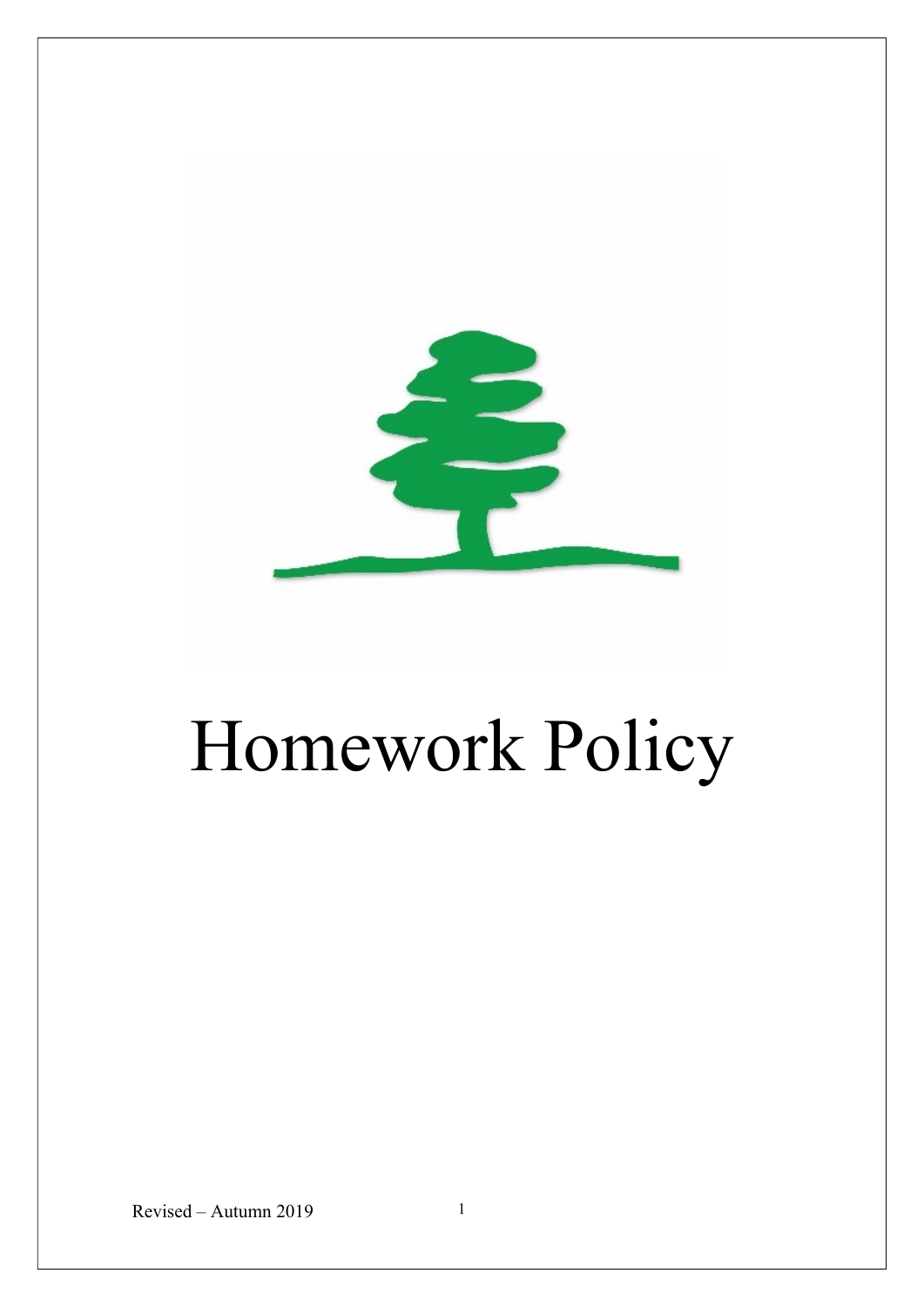# Homework Policy

Revised – Autumn 2019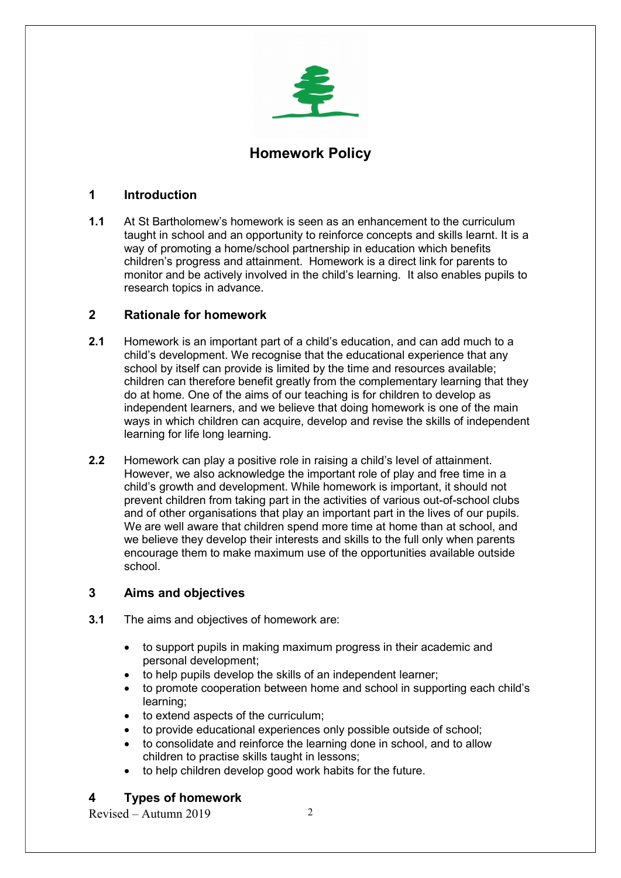# Homework Policy

## 1 Introduction

**1.1** At St Bartholomew's homework is seen as an enhancement to the curriculum taught in school and an opportunity to reinforce concepts and skills learnt. It is a way of promoting a home/school partnership in education which benefits children's progress and attainment. Homework is a direct link for parents to monitor and be actively involved in the child's learning. It also enables pupils to research topics in advance.

## 2 Rationale for homework

**2.1** Homework is an important part of a child's education, and can add much to a child's development. We recognise that the educational experience that any school by itself can provide is limited by the time and resources available; children can therefore benefit greatly from the complementary learning that they do at home. One of the aims of our teaching is for children to develop as independent learners, and we believe that doing homework is one of the main ways in which children can acquire, develop and revise the skills of independent learning for life long learning.

**2.2** Homework can play a positive role in raising a child's level of attainment. However, we also acknowledge the important role of play and free time in a child's growth and development. While homework is important, it should not prevent children from taking part in the activities of various out-of-school clubs and of other organisations that play an important part in the lives of our pupils. We are well aware that children spend more time at home than at school, and we believe they develop their interests and skills to the full only when parents encourage them to make maximum use of the opportunities available outside school.

## 3 Aims and objectives

**3.1** The aims and objectives of homework are:

- to support pupils in making maximum progress in their academic and personal development;
- to help pupils develop the skills of an independent learner;
- to promote cooperation between home and school in supporting each child's learning;
- to extend aspects of the curriculum;
- to provide educational experiences only possible outside of school;
- to consolidate and reinforce the learning done in school, and to allow children to practise skills taught in lessons;
- to help children develop good work habits for the future.

## 4 Types of homework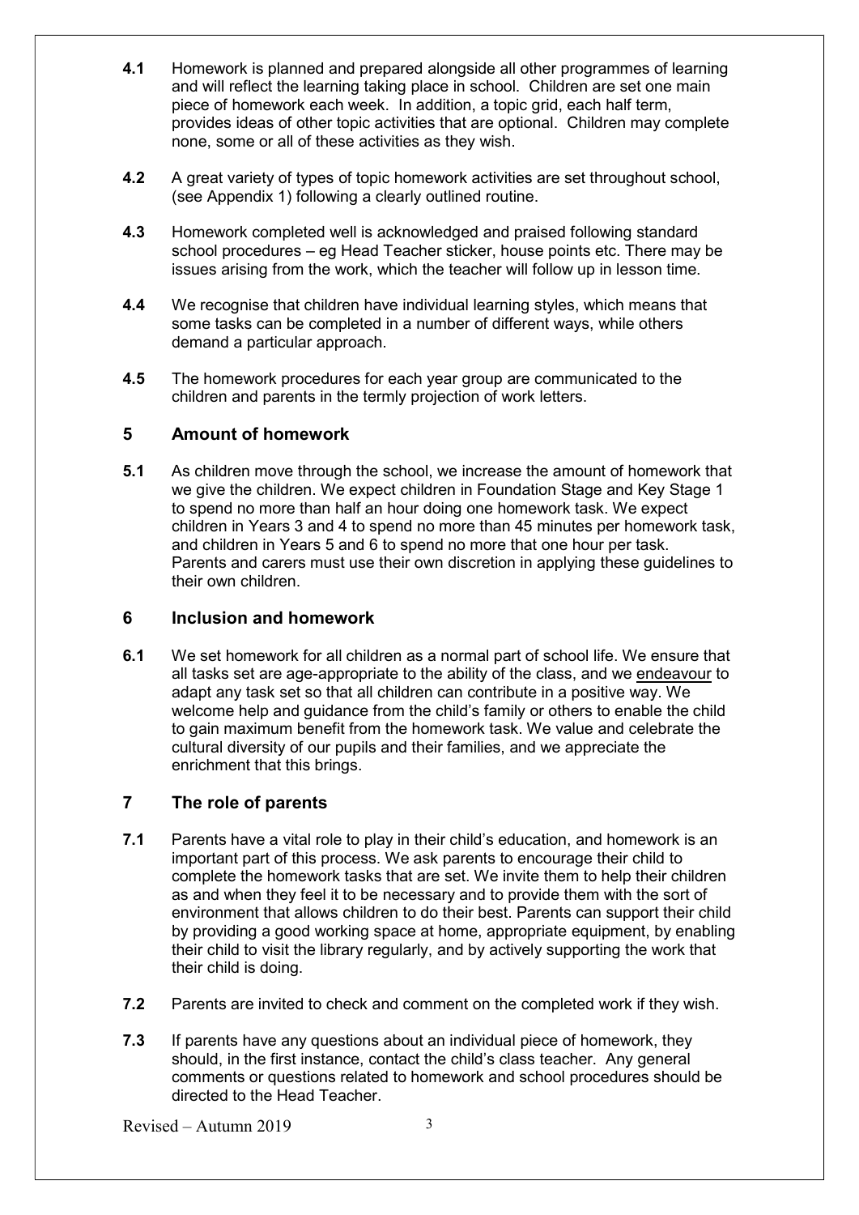**4.1** Homework is planned and prepared alongside all other programmes of learning and will reflect the learning taking place in school. Children are set one main piece of homework each week. In addition, a topic grid, each half term, provides ideas of other topic activities that are optional. Children may complete none, some or all of these activities as they wish.

**4.2** A great variety of types of topic homework activities are set throughout school, (see Appendix 1) following a clearly outlined routine.

**4.3** Homework completed well is acknowledged and praised following standard school procedures – eg Head Teacher sticker, house points etc. There may be issues arising from the work, which the teacher will follow up in lesson time.

**4.4** We recognise that children have individual learning styles, which means that some tasks can be completed in a number of different ways, while others demand a particular approach.

**4.5** The homework procedures for each year group are communicated to the children and parents in the termly projection of work letters.

## 5 Amount of homework

**5.1** As children move through the school, we increase the amount of homework that we give the children. We expect children in Foundation Stage and Key Stage 1 to spend no more than half an hour doing one homework task. We expect children in Years 3 and 4 to spend no more than 45 minutes per homework task, and children in Years 5 and 6 to spend no more that one hour per task. Parents and carers must use their own discretion in applying these guidelines to their own children.

## 6 Inclusion and homework

**6.1** We set homework for all children as a normal part of school life. We ensure that all tasks set are age-appropriate to the ability of the class, and we endeavour to adapt any task set so that all children can contribute in a positive way. We welcome help and guidance from the child's family or others to enable the child to gain maximum benefit from the homework task. We value and celebrate the cultural diversity of our pupils and their families, and we appreciate the enrichment that this brings.

## 7 The role of parents

**7.1** Parents have a vital role to play in their child's education, and homework is an important part of this process. We ask parents to encourage their child to complete the homework tasks that are set. We invite them to help their children as and when they feel it to be necessary and to provide them with the sort of environment that allows children to do their best. Parents can support their child by providing a good working space at home, appropriate equipment, by enabling their child to visit the library regularly, and by actively supporting the work that their child is doing.

**7.2** Parents are invited to check and comment on the completed work if they wish.

**7.3** If parents have any questions about an individual piece of homework, they should, in the first instance, contact the child's class teacher. Any general comments or questions related to homework and school procedures should be directed to the Head Teacher.

Revised – Autumn 2019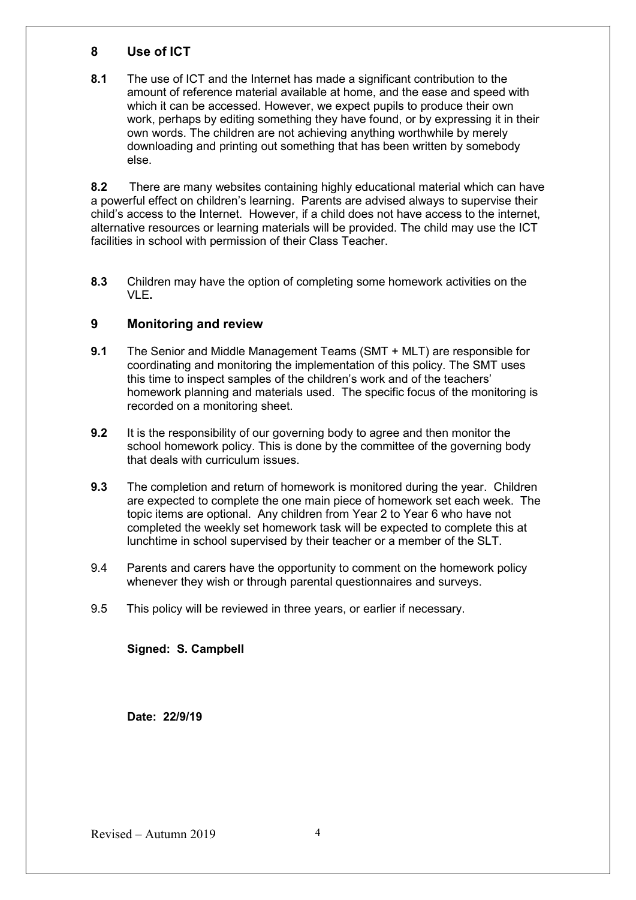## 8 Use of ICT

**8.1** The use of ICT and the Internet has made a significant contribution to the amount of reference material available at home, and the ease and speed with which it can be accessed. However, we expect pupils to produce their own work, perhaps by editing something they have found, or by expressing it in their own words. The children are not achieving anything worthwhile by merely downloading and printing out something that has been written by somebody else.

**8.2** There are many websites containing highly educational material which can have a powerful effect on children's learning. Parents are advised always to supervise their child's access to the Internet. However, if a child does not have access to the internet, alternative resources or learning materials will be provided. The child may use the ICT facilities in school with permission of their Class Teacher.

**8.3** Children may have the option of completing some homework activities on the VLE**.**

## 9 Monitoring and review

**9.1** The Senior and Middle Management Teams (SMT + MLT) are responsible for coordinating and monitoring the implementation of this policy. The SMT uses this time to inspect samples of the children's work and of the teachers' homework planning and materials used. The specific focus of the monitoring is recorded on a monitoring sheet.

**9.2** It is the responsibility of our governing body to agree and then monitor the school homework policy. This is done by the committee of the governing body that deals with curriculum issues.

**9.3** The completion and return of homework is monitored during the year. Children are expected to complete the one main piece of homework set each week. The topic items are optional. Any children from Year 2 to Year 6 who have not completed the weekly set homework task will be expected to complete this at lunchtime in school supervised by their teacher or a member of the SLT.

9.4 Parents and carers have the opportunity to comment on the homework policy whenever they wish or through parental questionnaires and surveys.

9.5 This policy will be reviewed in three years, or earlier if necessary.

**Signed: S. Campbell**

**Date: 22/9/19**

Revised – Autumn 2019